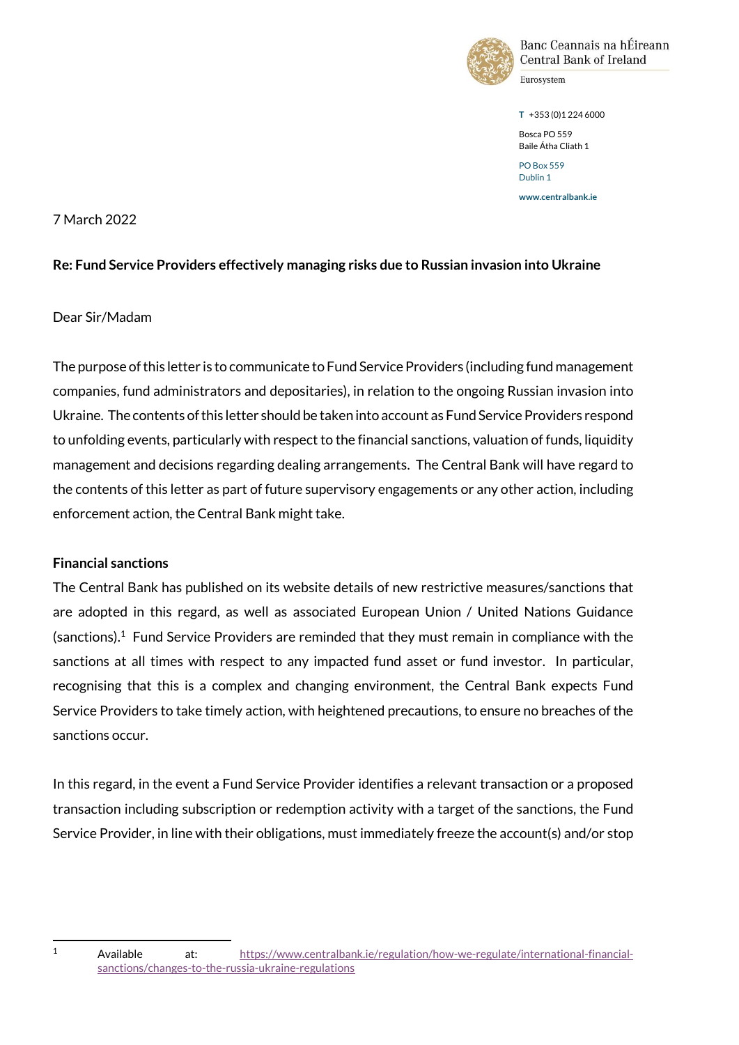Banc Ceannais na hÉireann
Central Bank of Ireland

Eurosystem

**T** +353 (0)1 224 6000

Bosca PO 559
Baile Átha Cliath 1

PO Box 559
Dublin 1

**www.centralbank.ie**

7 March 2022

**Re: Fund Service Providers effectively managing risks due to Russian invasion into Ukraine**

Dear Sir/Madam

The purpose of this letter is to communicate to Fund Service Providers (including fund management companies, fund administrators and depositaries), in relation to the ongoing Russian invasion into Ukraine. The contents of this letter should be taken into account as Fund Service Providers respond to unfolding events, particularly with respect to the financial sanctions, valuation of funds, liquidity management and decisions regarding dealing arrangements. The Central Bank will have regard to the contents of this letter as part of future supervisory engagements or any other action, including enforcement action, the Central Bank might take.

**Financial sanctions**

The Central Bank has published on its website details of new restrictive measures/sanctions that are adopted in this regard, as well as associated European Union / United Nations Guidance (sanctions).[1] Fund Service Providers are reminded that they must remain in compliance with the sanctions at all times with respect to any impacted fund asset or fund investor. In particular, recognising that this is a complex and changing environment, the Central Bank expects Fund Service Providers to take timely action, with heightened precautions, to ensure no breaches of the sanctions occur.

In this regard, in the event a Fund Service Provider identifies a relevant transaction or a proposed transaction including subscription or redemption activity with a target of the sanctions, the Fund Service Provider, in line with their obligations, must immediately freeze the account(s) and/or stop

[1] Available at: https://www.centralbank.ie/regulation/how-we-regulate/international-financial-sanctions/changes-to-the-russia-ukraine-regulations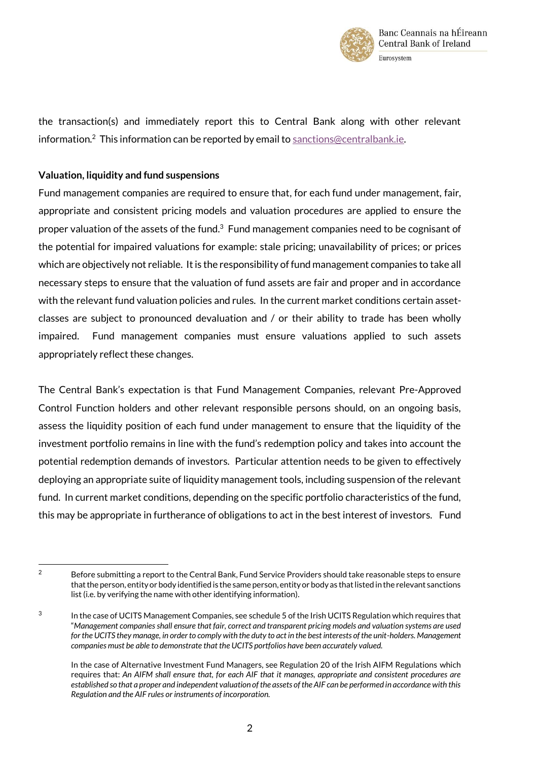the transaction(s) and immediately report this to Central Bank along with other relevant information.[2] This information can be reported by email to sanctions@centralbank.ie.

**Valuation, liquidity and fund suspensions**

Fund management companies are required to ensure that, for each fund under management, fair, appropriate and consistent pricing models and valuation procedures are applied to ensure the proper valuation of the assets of the fund.[3] Fund management companies need to be cognisant of the potential for impaired valuations for example: stale pricing; unavailability of prices; or prices which are objectively not reliable. It is the responsibility of fund management companies to take all necessary steps to ensure that the valuation of fund assets are fair and proper and in accordance with the relevant fund valuation policies and rules. In the current market conditions certain asset-classes are subject to pronounced devaluation and / or their ability to trade has been wholly impaired. Fund management companies must ensure valuations applied to such assets appropriately reflect these changes.

The Central Bank's expectation is that Fund Management Companies, relevant Pre-Approved Control Function holders and other relevant responsible persons should, on an ongoing basis, assess the liquidity position of each fund under management to ensure that the liquidity of the investment portfolio remains in line with the fund's redemption policy and takes into account the potential redemption demands of investors. Particular attention needs to be given to effectively deploying an appropriate suite of liquidity management tools, including suspension of the relevant fund. In current market conditions, depending on the specific portfolio characteristics of the fund, this may be appropriate in furtherance of obligations to act in the best interest of investors. Fund

---

[2] Before submitting a report to the Central Bank, Fund Service Providers should take reasonable steps to ensure that the person, entity or body identified is the same person, entity or body as that listed in the relevant sanctions list (i.e. by verifying the name with other identifying information).

[3] In the case of UCITS Management Companies, see schedule 5 of the Irish UCITS Regulation which requires that "*Management companies shall ensure that fair, correct and transparent pricing models and valuation systems are used for the UCITS they manage, in order to comply with the duty to act in the best interests of the unit-holders. Management companies must be able to demonstrate that the UCITS portfolios have been accurately valued.*

In the case of Alternative Investment Fund Managers, see Regulation 20 of the Irish AIFM Regulations which requires that: *An AIFM shall ensure that, for each AIF that it manages, appropriate and consistent procedures are established so that a proper and independent valuation of the assets of the AIF can be performed in accordance with this Regulation and the AIF rules or instruments of incorporation.*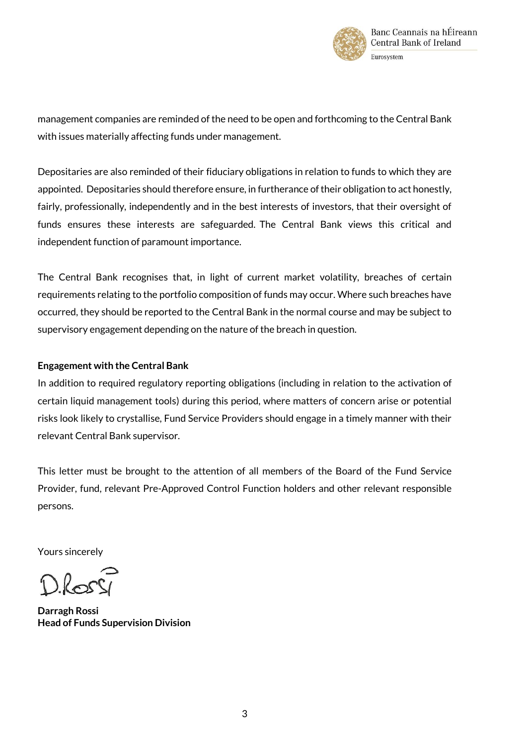management companies are reminded of the need to be open and forthcoming to the Central Bank with issues materially affecting funds under management.

Depositaries are also reminded of their fiduciary obligations in relation to funds to which they are appointed. Depositaries should therefore ensure, in furtherance of their obligation to act honestly, fairly, professionally, independently and in the best interests of investors, that their oversight of funds ensures these interests are safeguarded. The Central Bank views this critical and independent function of paramount importance.

The Central Bank recognises that, in light of current market volatility, breaches of certain requirements relating to the portfolio composition of funds may occur. Where such breaches have occurred, they should be reported to the Central Bank in the normal course and may be subject to supervisory engagement depending on the nature of the breach in question.

**Engagement with the Central Bank**

In addition to required regulatory reporting obligations (including in relation to the activation of certain liquid management tools) during this period, where matters of concern arise or potential risks look likely to crystallise, Fund Service Providers should engage in a timely manner with their relevant Central Bank supervisor.

This letter must be brought to the attention of all members of the Board of the Fund Service Provider, fund, relevant Pre-Approved Control Function holders and other relevant responsible persons.

Yours sincerely

D.Rossi

**Darragh Rossi**
**Head of Funds Supervision Division**